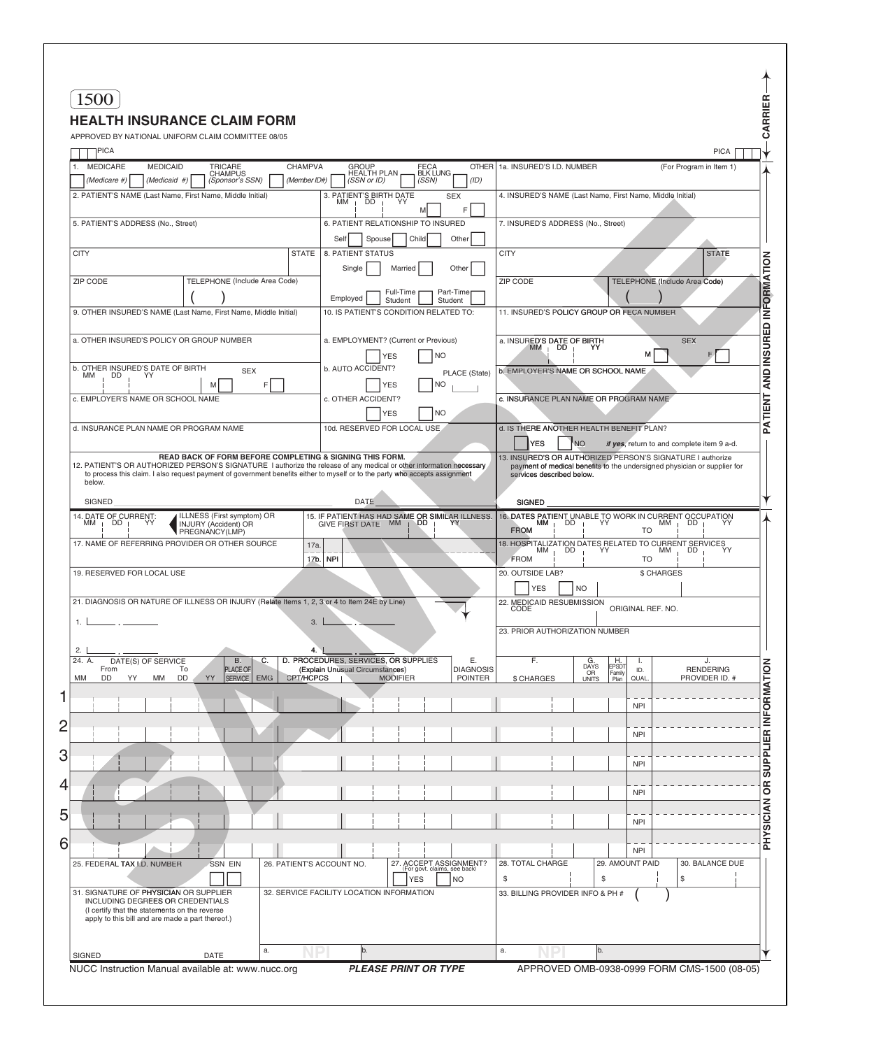1500

# HEALTH INSURANCE CLAIM FORM

APPROVED BY NATIONAL UNIFORM CLAIM COMMITTEE 08/05

PICA | PICA

CARRIER

## PATIENT AND INSURED INFORMATION

| | |
|---|---|
| 1. MEDICARE (Medicare #) / MEDICAID (Medicaid #) / TRICARE CHAMPUS (Sponsor's SSN) / CHAMPVA (Member ID#) / GROUP HEALTH PLAN (SSN or ID) / FECA BLK LUNG (SSN) / OTHER (ID) | 1a. INSURED'S I.D. NUMBER (For Program in Item 1) |
| 2. PATIENT'S NAME (Last Name, First Name, Middle Initial) / 3. PATIENT'S BIRTH DATE MM DD YY / SEX M F | 4. INSURED'S NAME (Last Name, First Name, Middle Initial) |
| 5. PATIENT'S ADDRESS (No., Street) / 6. PATIENT RELATIONSHIP TO INSURED: Self, Spouse, Child, Other | 7. INSURED'S ADDRESS (No., Street) |
| CITY / STATE / 8. PATIENT STATUS: Single, Married, Other | CITY / STATE |
| ZIP CODE / TELEPHONE (Include Area Code) ( ) / Employed, Full-Time Student, Part-Time Student | ZIP CODE / TELEPHONE (Include Area Code) ( ) |
| 9. OTHER INSURED'S NAME (Last Name, First Name, Middle Initial) / 10. IS PATIENT'S CONDITION RELATED TO: | 11. INSURED'S POLICY GROUP OR FECA NUMBER |
| a. OTHER INSURED'S POLICY OR GROUP NUMBER / a. EMPLOYMENT? (Current or Previous) YES NO | a. INSURED'S DATE OF BIRTH MM DD YY / SEX M F |
| b. OTHER INSURED'S DATE OF BIRTH MM DD YY / SEX M F / b. AUTO ACCIDENT? YES NO PLACE (State) | b. EMPLOYER'S NAME OR SCHOOL NAME |
| c. EMPLOYER'S NAME OR SCHOOL NAME / c. OTHER ACCIDENT? YES NO | c. INSURANCE PLAN NAME OR PROGRAM NAME |
| d. INSURANCE PLAN NAME OR PROGRAM NAME / 10d. RESERVED FOR LOCAL USE | d. IS THERE ANOTHER HEALTH BENEFIT PLAN? YES NO *If yes*, return to and complete item 9 a-d. |

**READ BACK OF FORM BEFORE COMPLETING & SIGNING THIS FORM.**

12. PATIENT'S OR AUTHORIZED PERSON'S SIGNATURE I authorize the release of any medical or other information necessary to process this claim. I also request payment of government benefits either to myself or to the party who accepts assignment below.

SIGNED ____ DATE ____

13. INSURED'S OR AUTHORIZED PERSON'S SIGNATURE I authorize payment of medical benefits to the undersigned physician or supplier for services described below.

SIGNED ____

## PHYSICIAN OR SUPPLIER INFORMATION

| | |
|---|---|
| 14. DATE OF CURRENT: MM DD YY — ILLNESS (First symptom) OR INJURY (Accident) OR PREGNANCY(LMP) / 15. IF PATIENT HAS HAD SAME OR SIMILAR ILLNESS. GIVE FIRST DATE MM DD YY | 16. DATES PATIENT UNABLE TO WORK IN CURRENT OCCUPATION FROM MM DD YY TO MM DD YY |
| 17. NAME OF REFERRING PROVIDER OR OTHER SOURCE / 17a. / 17b. NPI | 18. HOSPITALIZATION DATES RELATED TO CURRENT SERVICES FROM MM DD YY TO MM DD YY |
| 19. RESERVED FOR LOCAL USE | 20. OUTSIDE LAB? YES NO / $ CHARGES |
| 21. DIAGNOSIS OR NATURE OF ILLNESS OR INJURY (Relate Items 1, 2, 3 or 4 to Item 24E by Line) 1. ___ . ___ 3. ___ . ___ | 22. MEDICAID RESUBMISSION CODE / ORIGINAL REF. NO. |
| 2. ___ . ___ 4. ___ . ___ | 23. PRIOR AUTHORIZATION NUMBER |

| 24. A. DATE(S) OF SERVICE From MM DD YY To MM DD YY | B. PLACE OF SERVICE | C. EMG | D. PROCEDURES, SERVICES, OR SUPPLIES (Explain Unusual Circumstances) CPT/HCPCS MODIFIER | E. DIAGNOSIS POINTER | F. $ CHARGES | G. DAYS OR UNITS | H. EPSDT Family Plan | I. ID. QUAL. | J. RENDERING PROVIDER ID. # |
|---|---|---|---|---|---|---|---|---|---|
| 1 | | | | | | | | NPI | |
| 2 | | | | | | | | NPI | |
| 3 | | | | | | | | NPI | |
| 4 | | | | | | | | NPI | |
| 5 | | | | | | | | NPI | |
| 6 | | | | | | | | NPI | |

| 25. FEDERAL TAX I.D. NUMBER SSN EIN | 26. PATIENT'S ACCOUNT NO. | 27. ACCEPT ASSIGNMENT? (For govt. claims, see back) YES NO | 28. TOTAL CHARGE $ | 29. AMOUNT PAID $ | 30. BALANCE DUE $ |
|---|---|---|---|---|---|

| 31. SIGNATURE OF PHYSICIAN OR SUPPLIER INCLUDING DEGREES OR CREDENTIALS (I certify that the statements on the reverse apply to this bill and are made a part thereof.) | 32. SERVICE FACILITY LOCATION INFORMATION | 33. BILLING PROVIDER INFO & PH # ( ) |
|---|---|---|
| SIGNED DATE | a. NPI b. | a. NPI b. |

SAMPLE

NUCC Instruction Manual available at: www.nucc.org

***PLEASE PRINT OR TYPE***

APPROVED OMB-0938-0999 FORM CMS-1500 (08-05)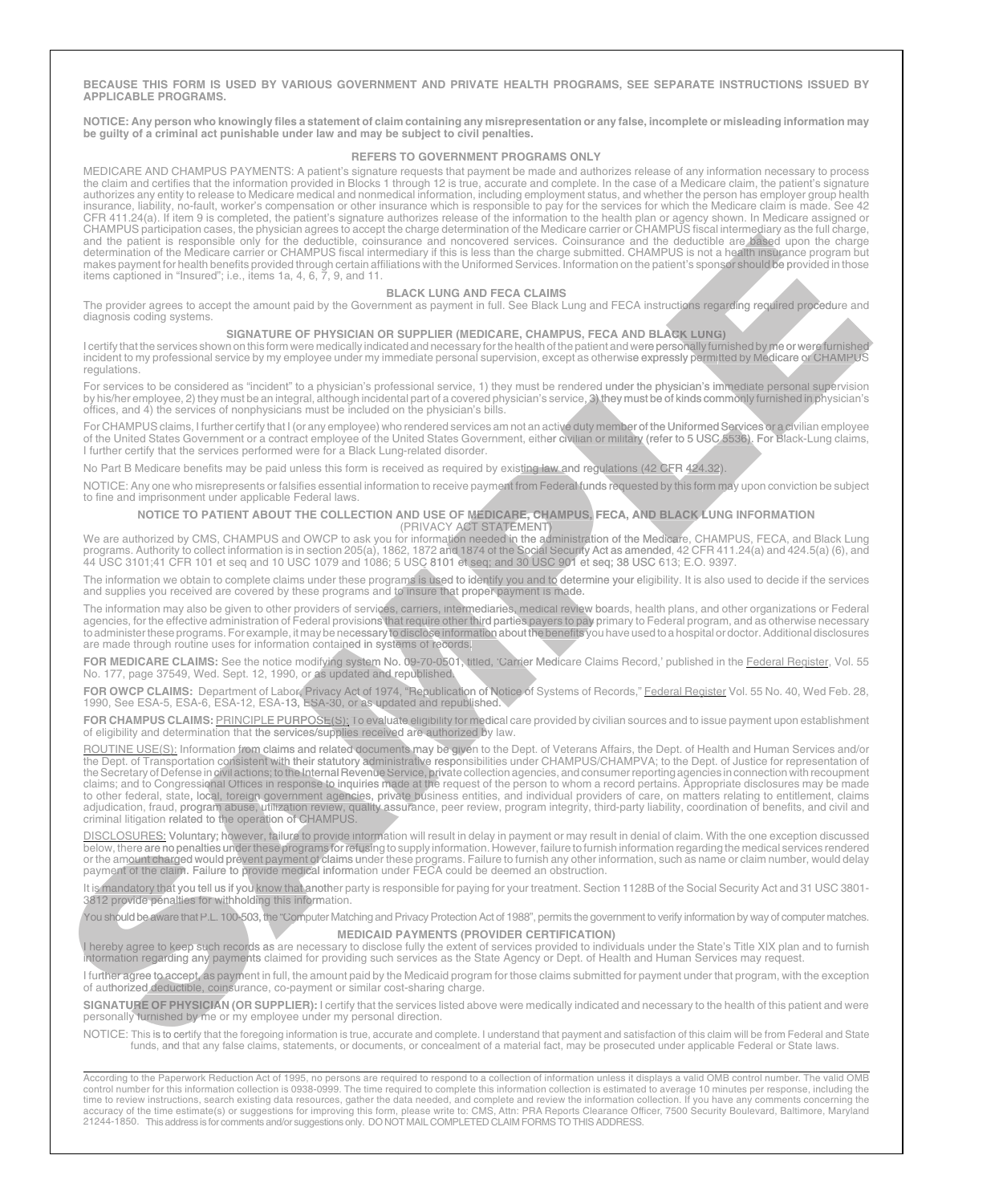**BECAUSE THIS FORM IS USED BY VARIOUS GOVERNMENT AND PRIVATE HEALTH PROGRAMS, SEE SEPARATE INSTRUCTIONS ISSUED BY APPLICABLE PROGRAMS.**

**NOTICE: Any person who knowingly files a statement of claim containing any misrepresentation or any false, incomplete or misleading information may be guilty of a criminal act punishable under law and may be subject to civil penalties.**

### REFERS TO GOVERNMENT PROGRAMS ONLY

MEDICARE AND CHAMPUS PAYMENTS: A patient's signature requests that payment be made and authorizes release of any information necessary to process the claim and certifies that the information provided in Blocks 1 through 12 is true, accurate and complete. In the case of a Medicare claim, the patient's signature authorizes any entity to release to Medicare medical and nonmedical information, including employment status, and whether the person has employer group health insurance, liability, no-fault, worker's compensation or other insurance which is responsible to pay for the services for which the Medicare claim is made. See 42 CFR 411.24(a). If item 9 is completed, the patient's signature authorizes release of the information to the health plan or agency shown. In Medicare assigned or CHAMPUS participation cases, the physician agrees to accept the charge determination of the Medicare carrier or CHAMPUS fiscal intermediary as the full charge, and the patient is responsible only for the deductible, coinsurance and noncovered services. Coinsurance and the deductible are based upon the charge determination of the Medicare carrier or CHAMPUS fiscal intermediary if this is less than the charge submitted. CHAMPUS is not a health insurance program but makes payment for health benefits provided through certain affiliations with the Uniformed Services. Information on the patient's sponsor should be provided in those items captioned in "Insured"; i.e., items 1a, 4, 6, 7, 9, and 11.

### BLACK LUNG AND FECA CLAIMS

The provider agrees to accept the amount paid by the Government as payment in full. See Black Lung and FECA instructions regarding required procedure and diagnosis coding systems.

### SIGNATURE OF PHYSICIAN OR SUPPLIER (MEDICARE, CHAMPUS, FECA AND BLACK LUNG)

I certify that the services shown on this form were medically indicated and necessary for the health of the patient and were personally furnished by me or were furnished incident to my professional service by my employee under my immediate personal supervision, except as otherwise expressly permitted by Medicare or CHAMPUS regulations.

For services to be considered as "incident" to a physician's professional service, 1) they must be rendered under the physician's immediate personal supervision by his/her employee, 2) they must be an integral, although incidental part of a covered physician's service, 3) they must be of kinds commonly furnished in physician's offices, and 4) the services of nonphysicians must be included on the physician's bills.

For CHAMPUS claims, I further certify that I (or any employee) who rendered services am not an active duty member of the Uniformed Services or a civilian employee of the United States Government or a contract employee of the United States Government, either civilian or military (refer to 5 USC 5536). For Black-Lung claims, I further certify that the services performed were for a Black Lung-related disorder.

No Part B Medicare benefits may be paid unless this form is received as required by existing law and regulations (42 CFR 424.32).

NOTICE: Any one who misrepresents or falsifies essential information to receive payment from Federal funds requested by this form may upon conviction be subject to fine and imprisonment under applicable Federal laws.

### NOTICE TO PATIENT ABOUT THE COLLECTION AND USE OF MEDICARE, CHAMPUS, FECA, AND BLACK LUNG INFORMATION
(PRIVACY ACT STATEMENT)

We are authorized by CMS, CHAMPUS and OWCP to ask you for information needed in the administration of the Medicare, CHAMPUS, FECA, and Black Lung programs. Authority to collect information is in section 205(a), 1862, 1872 and 1874 of the Social Security Act as amended, 42 CFR 411.24(a) and 424.5(a) (6), and 44 USC 3101;41 CFR 101 et seq and 10 USC 1079 and 1086; 5 USC 8101 et seq; and 30 USC 901 et seq; 38 USC 613; E.O. 9397.

The information we obtain to complete claims under these programs is used to identify you and to determine your eligibility. It is also used to decide if the services and supplies you received are covered by these programs and to insure that proper payment is made.

The information may also be given to other providers of services, carriers, intermediaries, medical review boards, health plans, and other organizations or Federal agencies, for the effective administration of Federal provisions that require other third parties payers to pay primary to Federal program, and as otherwise necessary to administer these programs. For example, it may be necessary to disclose information about the benefits you have used to a hospital or doctor. Additional disclosures are made through routine uses for information contained in systems of records.

**FOR MEDICARE CLAIMS:** See the notice modifying system No. 09-70-0501, titled, 'Carrier Medicare Claims Record,' published in the Federal Register, Vol. 55 No. 177, page 37549, Wed. Sept. 12, 1990, or as updated and republished.

**FOR OWCP CLAIMS:** Department of Labor, Privacy Act of 1974, "Republication of Notice of Systems of Records," Federal Register Vol. 55 No. 40, Wed Feb. 28, 1990, See ESA-5, ESA-6, ESA-12, ESA-13, ESA-30, or as updated and republished.

**FOR CHAMPUS CLAIMS:** PRINCIPLE PURPOSE(S): To evaluate eligibility for medical care provided by civilian sources and to issue payment upon establishment of eligibility and determination that the services/supplies received are authorized by law.

ROUTINE USE(S): Information from claims and related documents may be given to the Dept. of Veterans Affairs, the Dept. of Health and Human Services and/or the Dept. of Transportation consistent with their statutory administrative responsibilities under CHAMPUS/CHAMPVA; to the Dept. of Justice for representation of the Secretary of Defense in civil actions; to the Internal Revenue Service, private collection agencies, and consumer reporting agencies in connection with recoupment claims; and to Congressional Offices in response to inquiries made at the request of the person to whom a record pertains. Appropriate disclosures may be made to other federal, state, local, foreign government agencies, private business entities, and individual providers of care, on matters relating to entitlement, claims adjudication, fraud, program abuse, utilization review, quality assurance, peer review, program integrity, third-party liability, coordination of benefits, and civil and criminal litigation related to the operation of CHAMPUS.

DISCLOSURES: Voluntary; however, failure to provide information will result in delay in payment or may result in denial of claim. With the one exception discussed below, there are no penalties under these programs for refusing to supply information. However, failure to furnish information regarding the medical services rendered or the amount charged would prevent payment of claims under these programs. Failure to furnish any other information, such as name or claim number, would delay payment of the claim. Failure to provide medical information under FECA could be deemed an obstruction.

It is mandatory that you tell us if you know that another party is responsible for paying for your treatment. Section 1128B of the Social Security Act and 31 USC 3801-3812 provide penalties for withholding this information.

You should be aware that P.L. 100-503, the "Computer Matching and Privacy Protection Act of 1988", permits the government to verify information by way of computer matches.

### MEDICAID PAYMENTS (PROVIDER CERTIFICATION)

I hereby agree to keep such records as are necessary to disclose fully the extent of services provided to individuals under the State's Title XIX plan and to furnish information regarding any payments claimed for providing such services as the State Agency or Dept. of Health and Human Services may request.

I further agree to accept, as payment in full, the amount paid by the Medicaid program for those claims submitted for payment under that program, with the exception of authorized deductible, coinsurance, co-payment or similar cost-sharing charge.

**SIGNATURE OF PHYSICIAN (OR SUPPLIER):** I certify that the services listed above were medically indicated and necessary to the health of this patient and were personally furnished by me or my employee under my personal direction.

NOTICE: This is to certify that the foregoing information is true, accurate and complete. I understand that payment and satisfaction of this claim will be from Federal and State funds, and that any false claims, statements, or documents, or concealment of a material fact, may be prosecuted under applicable Federal or State laws.

According to the Paperwork Reduction Act of 1995, no persons are required to respond to a collection of information unless it displays a valid OMB control number. The valid OMB control number for this information collection is 0938-0999. The time required to complete this information collection is estimated to average 10 minutes per response, including the time to review instructions, search existing data resources, gather the data needed, and complete and review the information collection. If you have any comments concerning the accuracy of the time estimate(s) or suggestions for improving this form, please write to: CMS, Attn: PRA Reports Clearance Officer, 7500 Security Boulevard, Baltimore, Maryland 21244-1850. This address is for comments and/or suggestions only. DO NOT MAIL COMPLETED CLAIM FORMS TO THIS ADDRESS.